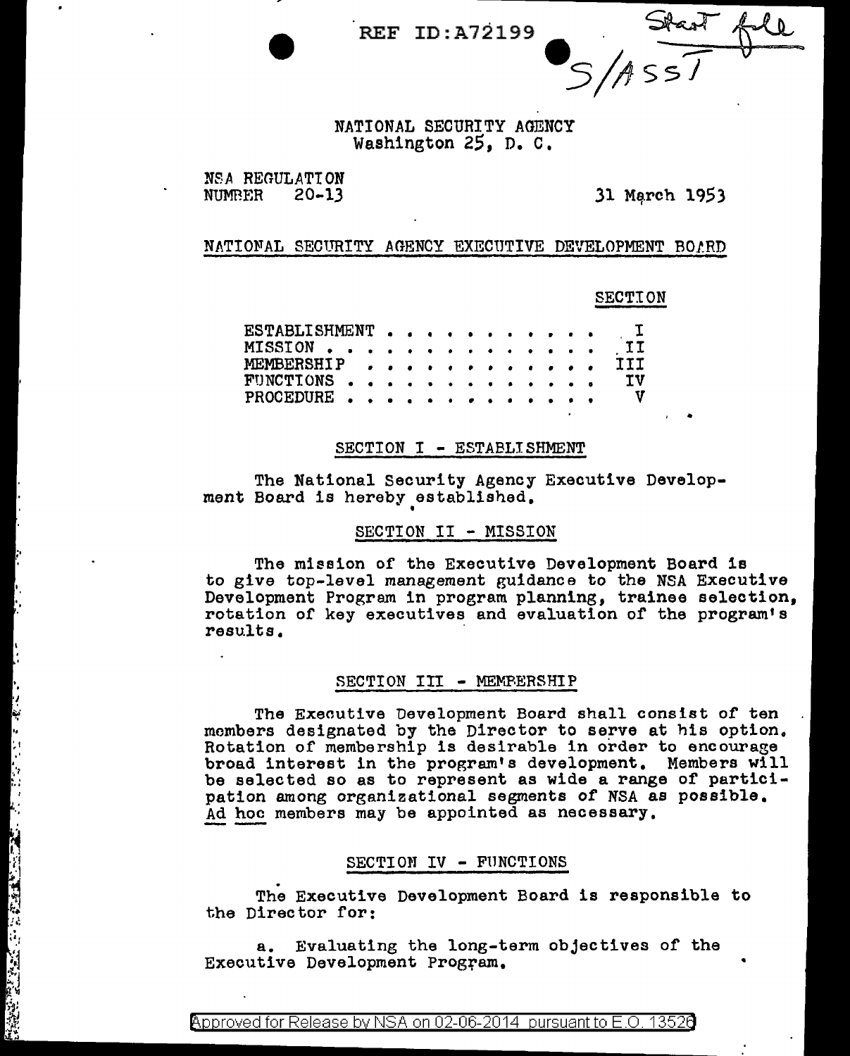REF ID:A72199

Start file
S/ASST

NATIONAL SECURITY AGENCY
Washington 25, D. C.

NSA REGULATION
NUMBER 20-13

31 March 1953

## NATIONAL SECURITY AGENCY EXECUTIVE DEVELOPMENT BOARD

| | SECTION |
|---|---|
| ESTABLISHMENT . . . . . . . . . . . . . | I |
| MISSION . . . . . . . . . . . . . . . | II |
| MEMBERSHIP . . . . . . . . . . . . . | III |
| FUNCTIONS . . . . . . . . . . . . . . | IV |
| PROCEDURE . . . . . . . . . . . . . . | V |

### SECTION I - ESTABLISHMENT

The National Security Agency Executive Development Board is hereby established.

### SECTION II - MISSION

The mission of the Executive Development Board is to give top-level management guidance to the NSA Executive Development Program in program planning, trainee selection, rotation of key executives and evaluation of the program's results.

### SECTION III - MEMBERSHIP

The Executive Development Board shall consist of ten members designated by the Director to serve at his option. Rotation of membership is desirable in order to encourage broad interest in the program's development. Members will be selected so as to represent as wide a range of participation among organizational segments of NSA as possible. *Ad hoc* members may be appointed as necessary.

### SECTION IV - FUNCTIONS

The Executive Development Board is responsible to the Director for:

a. Evaluating the long-term objectives of the Executive Development Program.

Approved for Release by NSA on 02-06-2014 pursuant to E.O. 13526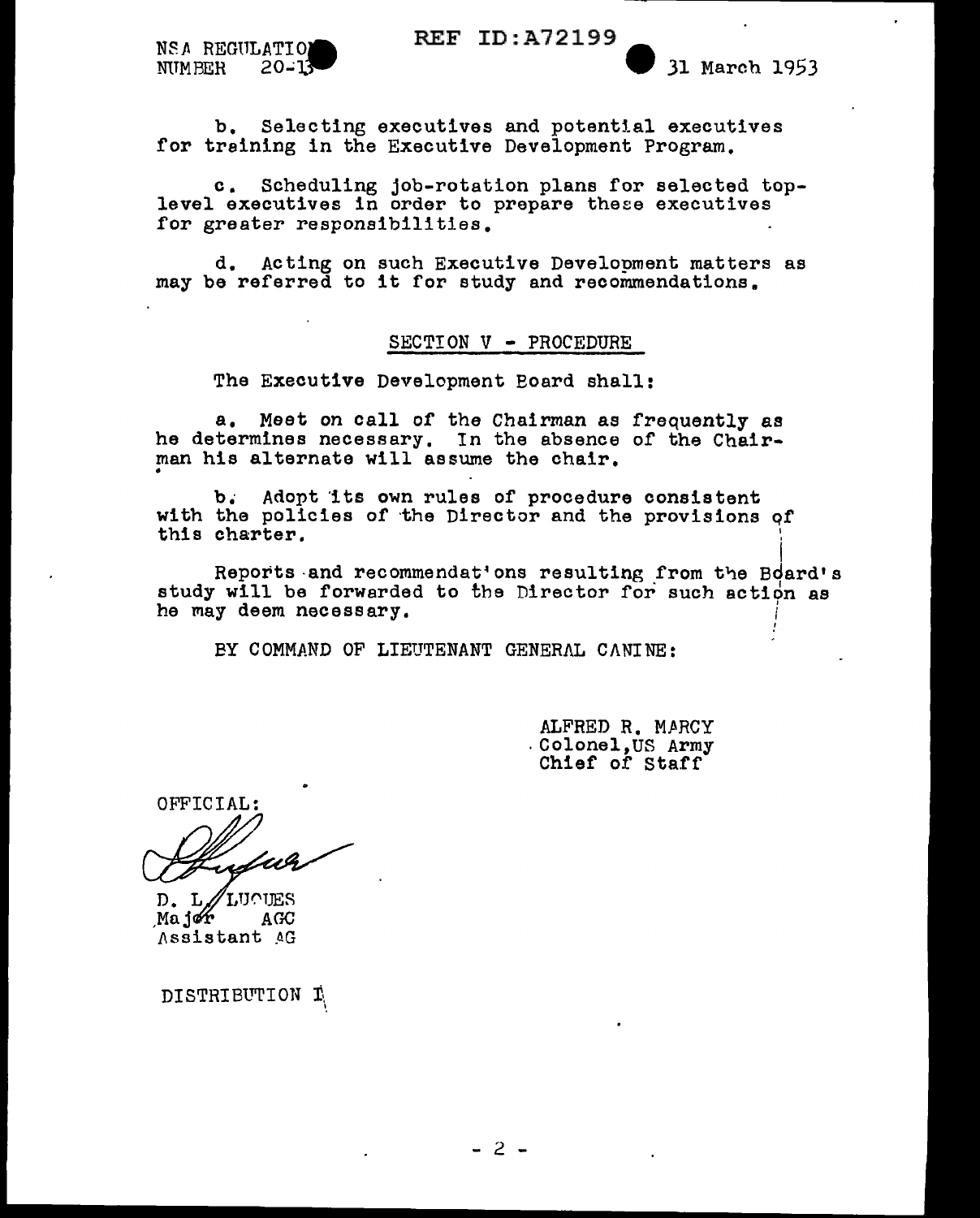b. Selecting executives and potential executives for training in the Executive Development Program.

c. Scheduling job-rotation plans for selected top-level executives in order to prepare these executives for greater responsibilities.

d. Acting on such Executive Development matters as may be referred to it for study and recommendations.

SECTION V - PROCEDURE

The Executive Development Board shall:

a. Meet on call of the Chairman as frequently as he determines necessary. In the absence of the Chairman his alternate will assume the chair.

b. Adopt its own rules of procedure consistent with the policies of the Director and the provisions of this charter.

Reports and recommendations resulting from the Board's study will be forwarded to the Director for such action as he may deem necessary.

BY COMMAND OF LIEUTENANT GENERAL CANINE:

ALFRED R. MARCY
Colonel, US Army
Chief of Staff

OFFICIAL:

D. L. LUQUES
Major AGC
Assistant AG

DISTRIBUTION I